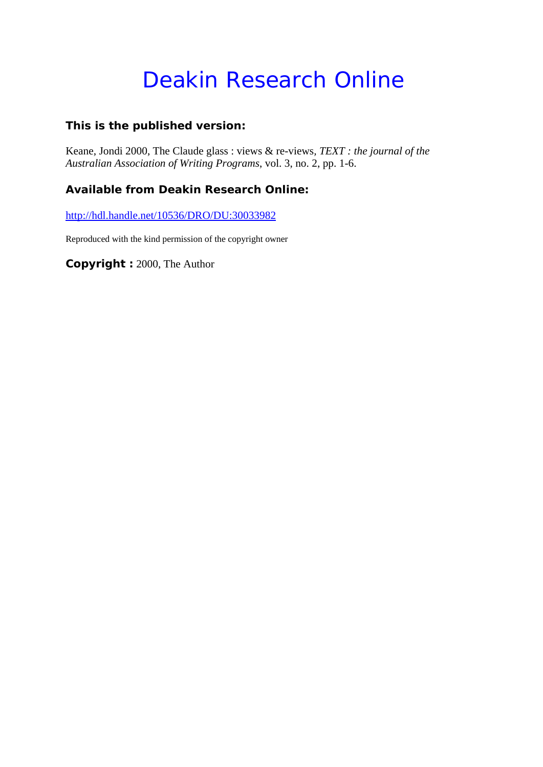# Deakin Research Online

### This is the published version:

Keane, Jondi 2000, The Claude glass : views & re-views, *TEXT : the journal of the Australian Association of Writing Programs*, vol. 3, no. 2, pp. 1-6.

### Available from Deakin Research Online:

http://hdl.handle.net/10536/DRO/DU:30033982

Reproduced with the kind permission of the copyright owner

**Copyright :** 2000, The Author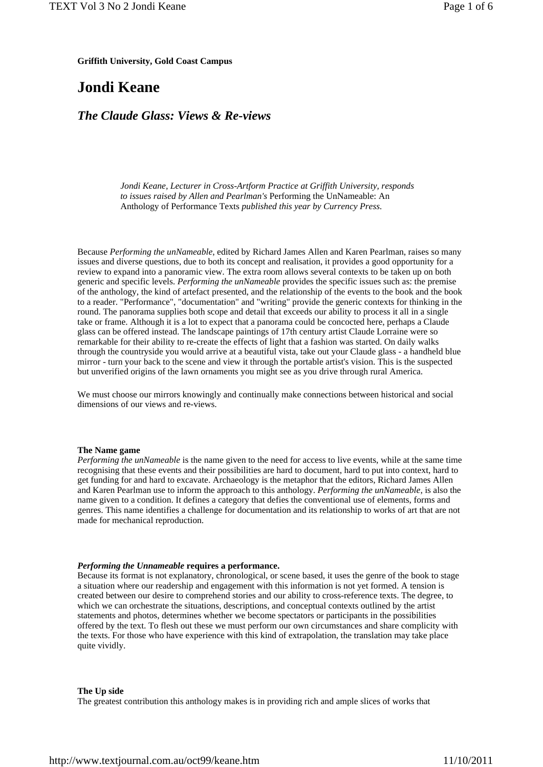**Griffith University, Gold Coast Campus**

# Jondi Keane

## *The Claude Glass: Views & Re-views*

> *Jondi Keane, Lecturer in Cross-Artform Practice at Griffith University, responds to issues raised by Allen and Pearlman's* Performing the UnNameable: An Anthology of Performance Texts *published this year by Currency Press.*

Because *Performing the unNameable*, edited by Richard James Allen and Karen Pearlman, raises so many issues and diverse questions, due to both its concept and realisation, it provides a good opportunity for a review to expand into a panoramic view. The extra room allows several contexts to be taken up on both generic and specific levels. *Performing the unNameable* provides the specific issues such as: the premise of the anthology, the kind of artefact presented, and the relationship of the events to the book and the book to a reader. "Performance", "documentation" and "writing" provide the generic contexts for thinking in the round. The panorama supplies both scope and detail that exceeds our ability to process it all in a single take or frame. Although it is a lot to expect that a panorama could be concocted here, perhaps a Claude glass can be offered instead. The landscape paintings of 17th century artist Claude Lorraine were so remarkable for their ability to re-create the effects of light that a fashion was started. On daily walks through the countryside you would arrive at a beautiful vista, take out your Claude glass - a handheld blue mirror - turn your back to the scene and view it through the portable artist's vision. This is the suspected but unverified origins of the lawn ornaments you might see as you drive through rural America.

We must choose our mirrors knowingly and continually make connections between historical and social dimensions of our views and re-views.

**The Name game**

*Performing the unNameable* is the name given to the need for access to live events, while at the same time recognising that these events and their possibilities are hard to document, hard to put into context, hard to get funding for and hard to excavate. Archaeology is the metaphor that the editors, Richard James Allen and Karen Pearlman use to inform the approach to this anthology. *Performing the unNameable*, is also the name given to a condition. It defines a category that defies the conventional use of elements, forms and genres. This name identifies a challenge for documentation and its relationship to works of art that are not made for mechanical reproduction.

***Performing the Unnameable* requires a performance.**

Because its format is not explanatory, chronological, or scene based, it uses the genre of the book to stage a situation where our readership and engagement with this information is not yet formed. A tension is created between our desire to comprehend stories and our ability to cross-reference texts. The degree, to which we can orchestrate the situations, descriptions, and conceptual contexts outlined by the artist statements and photos, determines whether we become spectators or participants in the possibilities offered by the text. To flesh out these we must perform our own circumstances and share complicity with the texts. For those who have experience with this kind of extrapolation, the translation may take place quite vividly.

**The Up side**

The greatest contribution this anthology makes is in providing rich and ample slices of works that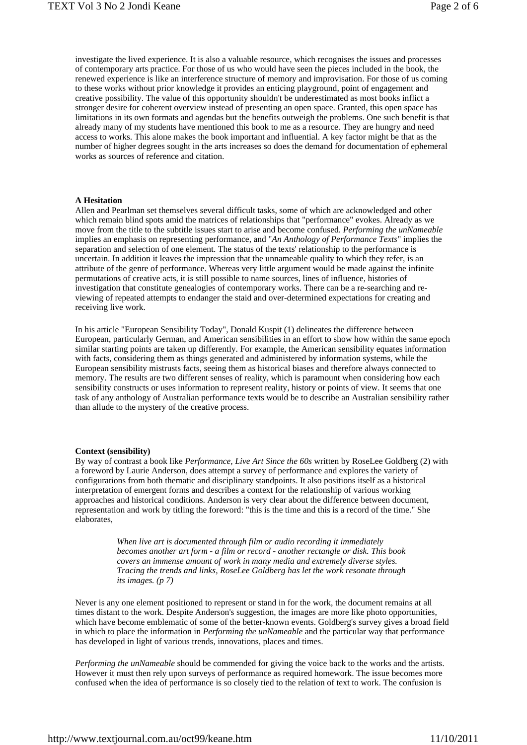investigate the lived experience. It is also a valuable resource, which recognises the issues and processes of contemporary arts practice. For those of us who would have seen the pieces included in the book, the renewed experience is like an interference structure of memory and improvisation. For those of us coming to these works without prior knowledge it provides an enticing playground, point of engagement and creative possibility. The value of this opportunity shouldn't be underestimated as most books inflict a stronger desire for coherent overview instead of presenting an open space. Granted, this open space has limitations in its own formats and agendas but the benefits outweigh the problems. One such benefit is that already many of my students have mentioned this book to me as a resource. They are hungry and need access to works. This alone makes the book important and influential. A key factor might be that as the number of higher degrees sought in the arts increases so does the demand for documentation of ephemeral works as sources of reference and citation.

### A Hesitation

Allen and Pearlman set themselves several difficult tasks, some of which are acknowledged and other which remain blind spots amid the matrices of relationships that "performance" evokes. Already as we move from the title to the subtitle issues start to arise and become confused. *Performing the unNameable* implies an emphasis on representing performance, and "*An Anthology of Performance Texts*" implies the separation and selection of one element. The status of the texts' relationship to the performance is uncertain. In addition it leaves the impression that the unnameable quality to which they refer, is an attribute of the genre of performance. Whereas very little argument would be made against the infinite permutations of creative acts, it is still possible to name sources, lines of influence, histories of investigation that constitute genealogies of contemporary works. There can be a re-searching and re-viewing of repeated attempts to endanger the staid and over-determined expectations for creating and receiving live work.

In his article "European Sensibility Today", Donald Kuspit (1) delineates the difference between European, particularly German, and American sensibilities in an effort to show how within the same epoch similar starting points are taken up differently. For example, the American sensibility equates information with facts, considering them as things generated and administered by information systems, while the European sensibility mistrusts facts, seeing them as historical biases and therefore always connected to memory. The results are two different senses of reality, which is paramount when considering how each sensibility constructs or uses information to represent reality, history or points of view. It seems that one task of any anthology of Australian performance texts would be to describe an Australian sensibility rather than allude to the mystery of the creative process.

### Context (sensibility)

By way of contrast a book like *Performance, Live Art Since the 60s* written by RoseLee Goldberg (2) with a foreword by Laurie Anderson, does attempt a survey of performance and explores the variety of configurations from both thematic and disciplinary standpoints. It also positions itself as a historical interpretation of emergent forms and describes a context for the relationship of various working approaches and historical conditions. Anderson is very clear about the difference between document, representation and work by titling the foreword: "this is the time and this is a record of the time." She elaborates,

> *When live art is documented through film or audio recording it immediately becomes another art form - a film or record - another rectangle or disk. This book covers an immense amount of work in many media and extremely diverse styles. Tracing the trends and links, RoseLee Goldberg has let the work resonate through its images. (p 7)*

Never is any one element positioned to represent or stand in for the work, the document remains at all times distant to the work. Despite Anderson's suggestion, the images are more like photo opportunities, which have become emblematic of some of the better-known events. Goldberg's survey gives a broad field in which to place the information in *Performing the unNameable* and the particular way that performance has developed in light of various trends, innovations, places and times.

*Performing the unNameable* should be commended for giving the voice back to the works and the artists. However it must then rely upon surveys of performance as required homework. The issue becomes more confused when the idea of performance is so closely tied to the relation of text to work. The confusion is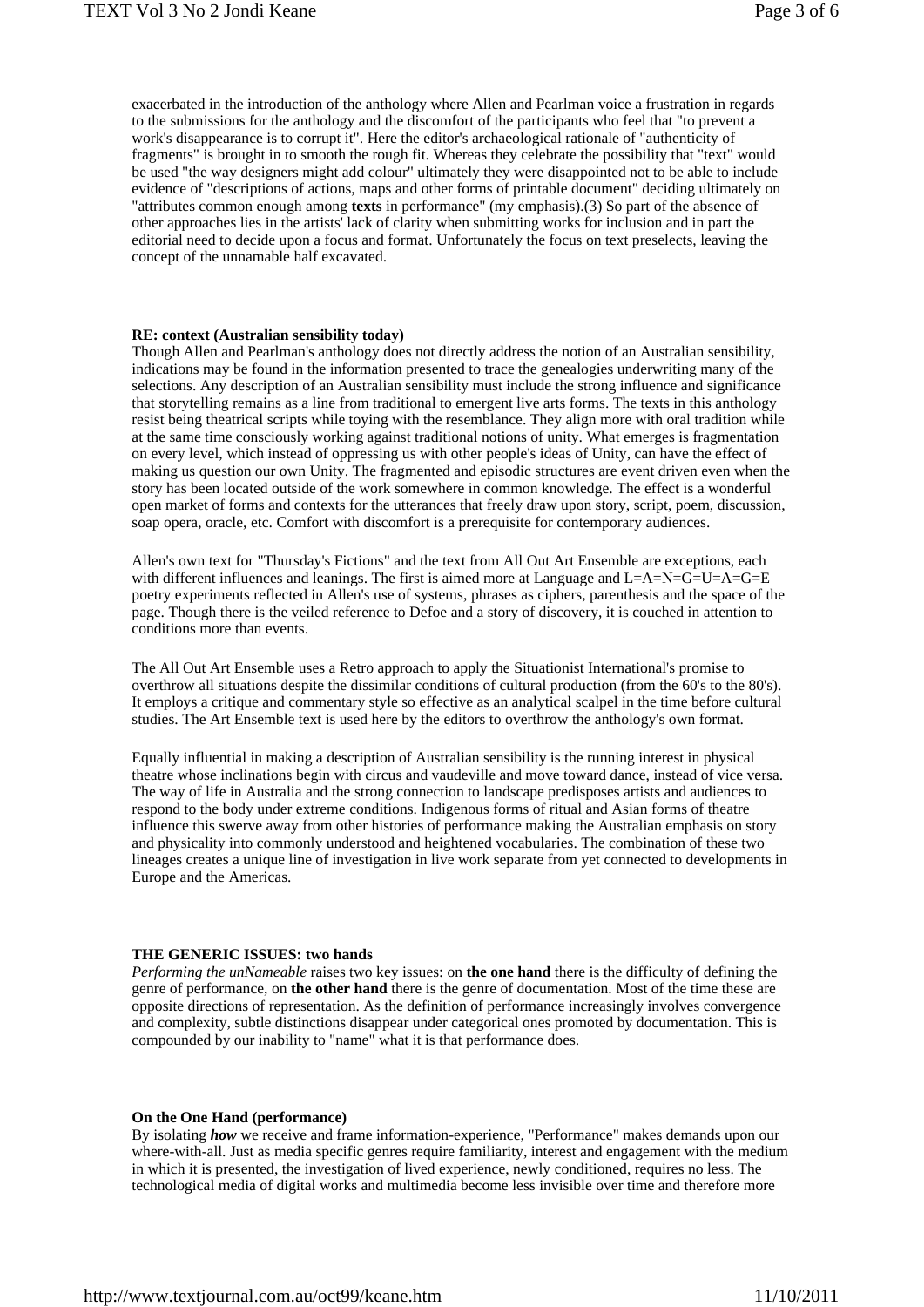exacerbated in the introduction of the anthology where Allen and Pearlman voice a frustration in regards to the submissions for the anthology and the discomfort of the participants who feel that "to prevent a work's disappearance is to corrupt it". Here the editor's archaeological rationale of "authenticity of fragments" is brought in to smooth the rough fit. Whereas they celebrate the possibility that "text" would be used "the way designers might add colour" ultimately they were disappointed not to be able to include evidence of "descriptions of actions, maps and other forms of printable document" deciding ultimately on "attributes common enough among **texts** in performance" (my emphasis).(3) So part of the absence of other approaches lies in the artists' lack of clarity when submitting works for inclusion and in part the editorial need to decide upon a focus and format. Unfortunately the focus on text preselects, leaving the concept of the unnamable half excavated.

**RE: context (Australian sensibility today)**

Though Allen and Pearlman's anthology does not directly address the notion of an Australian sensibility, indications may be found in the information presented to trace the genealogies underwriting many of the selections. Any description of an Australian sensibility must include the strong influence and significance that storytelling remains as a line from traditional to emergent live arts forms. The texts in this anthology resist being theatrical scripts while toying with the resemblance. They align more with oral tradition while at the same time consciously working against traditional notions of unity. What emerges is fragmentation on every level, which instead of oppressing us with other people's ideas of Unity, can have the effect of making us question our own Unity. The fragmented and episodic structures are event driven even when the story has been located outside of the work somewhere in common knowledge. The effect is a wonderful open market of forms and contexts for the utterances that freely draw upon story, script, poem, discussion, soap opera, oracle, etc. Comfort with discomfort is a prerequisite for contemporary audiences.

Allen's own text for "Thursday's Fictions" and the text from All Out Art Ensemble are exceptions, each with different influences and leanings. The first is aimed more at Language and L=A=N=G=U=A=G=E poetry experiments reflected in Allen's use of systems, phrases as ciphers, parenthesis and the space of the page. Though there is the veiled reference to Defoe and a story of discovery, it is couched in attention to conditions more than events.

The All Out Art Ensemble uses a Retro approach to apply the Situationist International's promise to overthrow all situations despite the dissimilar conditions of cultural production (from the 60's to the 80's). It employs a critique and commentary style so effective as an analytical scalpel in the time before cultural studies. The Art Ensemble text is used here by the editors to overthrow the anthology's own format.

Equally influential in making a description of Australian sensibility is the running interest in physical theatre whose inclinations begin with circus and vaudeville and move toward dance, instead of vice versa. The way of life in Australia and the strong connection to landscape predisposes artists and audiences to respond to the body under extreme conditions. Indigenous forms of ritual and Asian forms of theatre influence this swerve away from other histories of performance making the Australian emphasis on story and physicality into commonly understood and heightened vocabularies. The combination of these two lineages creates a unique line of investigation in live work separate from yet connected to developments in Europe and the Americas.

**THE GENERIC ISSUES: two hands**

*Performing the unNameable* raises two key issues: on **the one hand** there is the difficulty of defining the genre of performance, on **the other hand** there is the genre of documentation. Most of the time these are opposite directions of representation. As the definition of performance increasingly involves convergence and complexity, subtle distinctions disappear under categorical ones promoted by documentation. This is compounded by our inability to "name" what it is that performance does.

**On the One Hand (performance)**

By isolating ***how*** we receive and frame information-experience, "Performance" makes demands upon our where-with-all. Just as media specific genres require familiarity, interest and engagement with the medium in which it is presented, the investigation of lived experience, newly conditioned, requires no less. The technological media of digital works and multimedia become less invisible over time and therefore more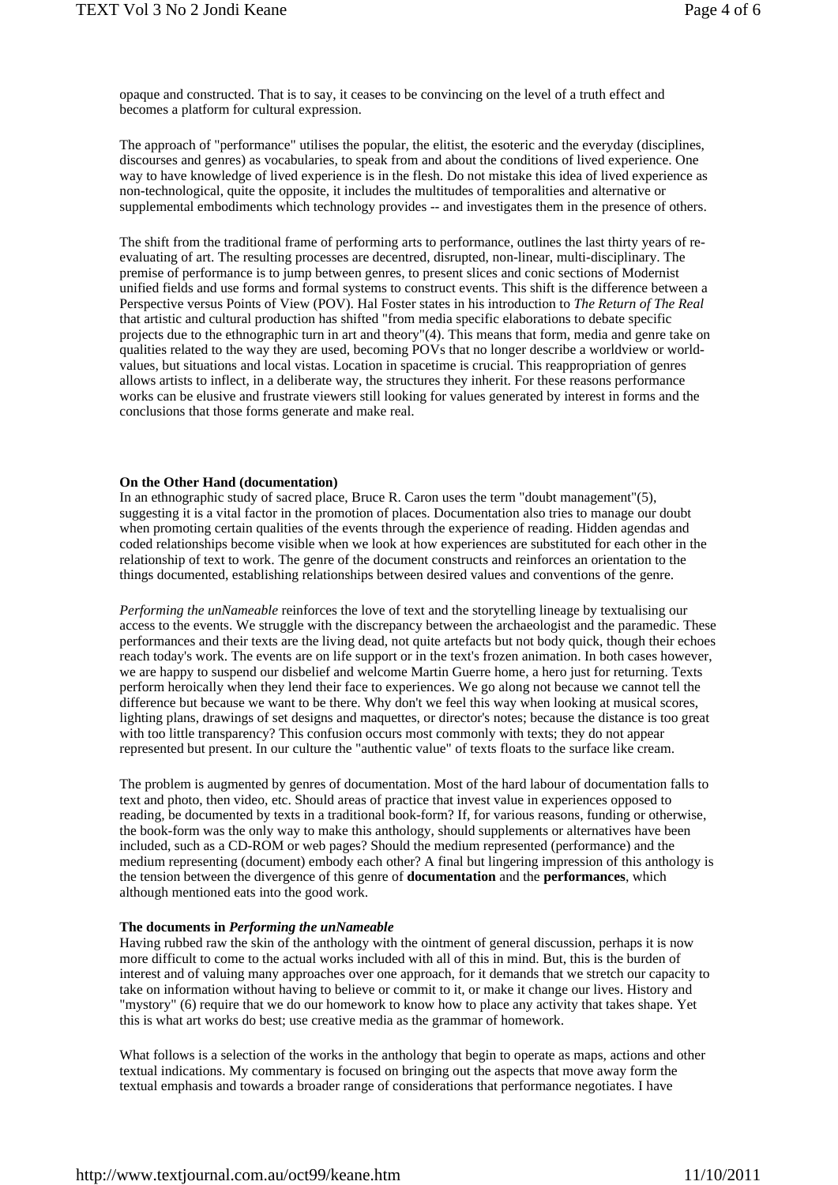opaque and constructed. That is to say, it ceases to be convincing on the level of a truth effect and becomes a platform for cultural expression.

The approach of "performance" utilises the popular, the elitist, the esoteric and the everyday (disciplines, discourses and genres) as vocabularies, to speak from and about the conditions of lived experience. One way to have knowledge of lived experience is in the flesh. Do not mistake this idea of lived experience as non-technological, quite the opposite, it includes the multitudes of temporalities and alternative or supplemental embodiments which technology provides -- and investigates them in the presence of others.

The shift from the traditional frame of performing arts to performance, outlines the last thirty years of re-evaluating of art. The resulting processes are decentred, disrupted, non-linear, multi-disciplinary. The premise of performance is to jump between genres, to present slices and conic sections of Modernist unified fields and use forms and formal systems to construct events. This shift is the difference between a Perspective versus Points of View (POV). Hal Foster states in his introduction to *The Return of The Real* that artistic and cultural production has shifted "from media specific elaborations to debate specific projects due to the ethnographic turn in art and theory"(4). This means that form, media and genre take on qualities related to the way they are used, becoming POVs that no longer describe a worldview or world-values, but situations and local vistas. Location in spacetime is crucial. This reappropriation of genres allows artists to inflect, in a deliberate way, the structures they inherit. For these reasons performance works can be elusive and frustrate viewers still looking for values generated by interest in forms and the conclusions that those forms generate and make real.

**On the Other Hand (documentation)**

In an ethnographic study of sacred place, Bruce R. Caron uses the term "doubt management"(5), suggesting it is a vital factor in the promotion of places. Documentation also tries to manage our doubt when promoting certain qualities of the events through the experience of reading. Hidden agendas and coded relationships become visible when we look at how experiences are substituted for each other in the relationship of text to work. The genre of the document constructs and reinforces an orientation to the things documented, establishing relationships between desired values and conventions of the genre.

*Performing the unNameable* reinforces the love of text and the storytelling lineage by textualising our access to the events. We struggle with the discrepancy between the archaeologist and the paramedic. These performances and their texts are the living dead, not quite artefacts but not body quick, though their echoes reach today's work. The events are on life support or in the text's frozen animation. In both cases however, we are happy to suspend our disbelief and welcome Martin Guerre home, a hero just for returning. Texts perform heroically when they lend their face to experiences. We go along not because we cannot tell the difference but because we want to be there. Why don't we feel this way when looking at musical scores, lighting plans, drawings of set designs and maquettes, or director's notes; because the distance is too great with too little transparency? This confusion occurs most commonly with texts; they do not appear represented but present. In our culture the "authentic value" of texts floats to the surface like cream.

The problem is augmented by genres of documentation. Most of the hard labour of documentation falls to text and photo, then video, etc. Should areas of practice that invest value in experiences opposed to reading, be documented by texts in a traditional book-form? If, for various reasons, funding or otherwise, the book-form was the only way to make this anthology, should supplements or alternatives have been included, such as a CD-ROM or web pages? Should the medium represented (performance) and the medium representing (document) embody each other? A final but lingering impression of this anthology is the tension between the divergence of this genre of **documentation** and the **performances**, which although mentioned eats into the good work.

**The documents in *Performing the unNameable***

Having rubbed raw the skin of the anthology with the ointment of general discussion, perhaps it is now more difficult to come to the actual works included with all of this in mind. But, this is the burden of interest and of valuing many approaches over one approach, for it demands that we stretch our capacity to take on information without having to believe or commit to it, or make it change our lives. History and "mystory" (6) require that we do our homework to know how to place any activity that takes shape. Yet this is what art works do best; use creative media as the grammar of homework.

What follows is a selection of the works in the anthology that begin to operate as maps, actions and other textual indications. My commentary is focused on bringing out the aspects that move away form the textual emphasis and towards a broader range of considerations that performance negotiates. I have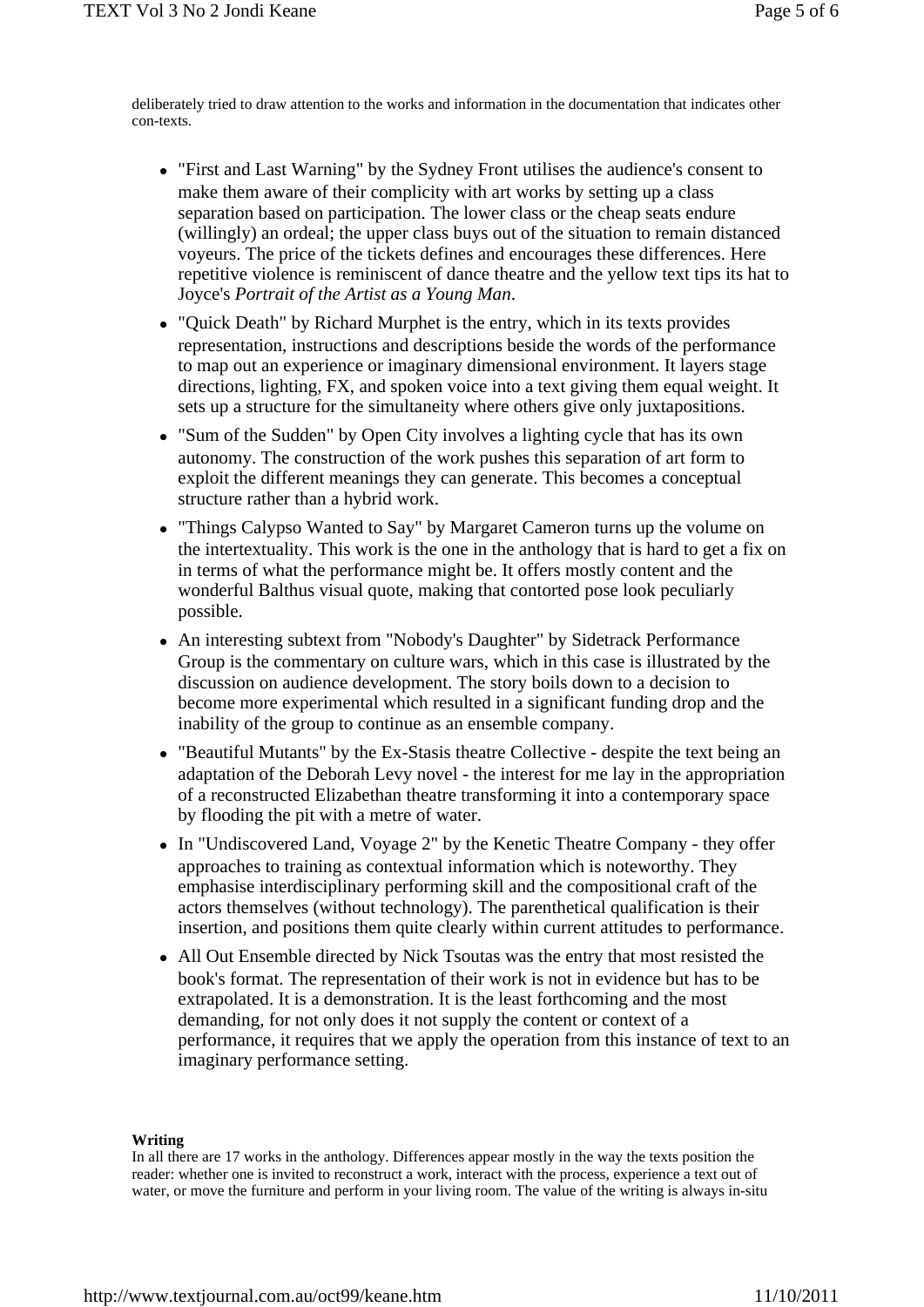deliberately tried to draw attention to the works and information in the documentation that indicates other con-texts.

- "First and Last Warning" by the Sydney Front utilises the audience's consent to make them aware of their complicity with art works by setting up a class separation based on participation. The lower class or the cheap seats endure (willingly) an ordeal; the upper class buys out of the situation to remain distanced voyeurs. The price of the tickets defines and encourages these differences. Here repetitive violence is reminiscent of dance theatre and the yellow text tips its hat to Joyce's *Portrait of the Artist as a Young Man*.
- "Quick Death" by Richard Murphet is the entry, which in its texts provides representation, instructions and descriptions beside the words of the performance to map out an experience or imaginary dimensional environment. It layers stage directions, lighting, FX, and spoken voice into a text giving them equal weight. It sets up a structure for the simultaneity where others give only juxtapositions.
- "Sum of the Sudden" by Open City involves a lighting cycle that has its own autonomy. The construction of the work pushes this separation of art form to exploit the different meanings they can generate. This becomes a conceptual structure rather than a hybrid work.
- "Things Calypso Wanted to Say" by Margaret Cameron turns up the volume on the intertextuality. This work is the one in the anthology that is hard to get a fix on in terms of what the performance might be. It offers mostly content and the wonderful Balthus visual quote, making that contorted pose look peculiarly possible.
- An interesting subtext from "Nobody's Daughter" by Sidetrack Performance Group is the commentary on culture wars, which in this case is illustrated by the discussion on audience development. The story boils down to a decision to become more experimental which resulted in a significant funding drop and the inability of the group to continue as an ensemble company.
- "Beautiful Mutants" by the Ex-Stasis theatre Collective - despite the text being an adaptation of the Deborah Levy novel - the interest for me lay in the appropriation of a reconstructed Elizabethan theatre transforming it into a contemporary space by flooding the pit with a metre of water.
- In "Undiscovered Land, Voyage 2" by the Kenetic Theatre Company - they offer approaches to training as contextual information which is noteworthy. They emphasise interdisciplinary performing skill and the compositional craft of the actors themselves (without technology). The parenthetical qualification is their insertion, and positions them quite clearly within current attitudes to performance.
- All Out Ensemble directed by Nick Tsoutas was the entry that most resisted the book's format. The representation of their work is not in evidence but has to be extrapolated. It is a demonstration. It is the least forthcoming and the most demanding, for not only does it not supply the content or context of a performance, it requires that we apply the operation from this instance of text to an imaginary performance setting.

**Writing**

In all there are 17 works in the anthology. Differences appear mostly in the way the texts position the reader: whether one is invited to reconstruct a work, interact with the process, experience a text out of water, or move the furniture and perform in your living room. The value of the writing is always in-situ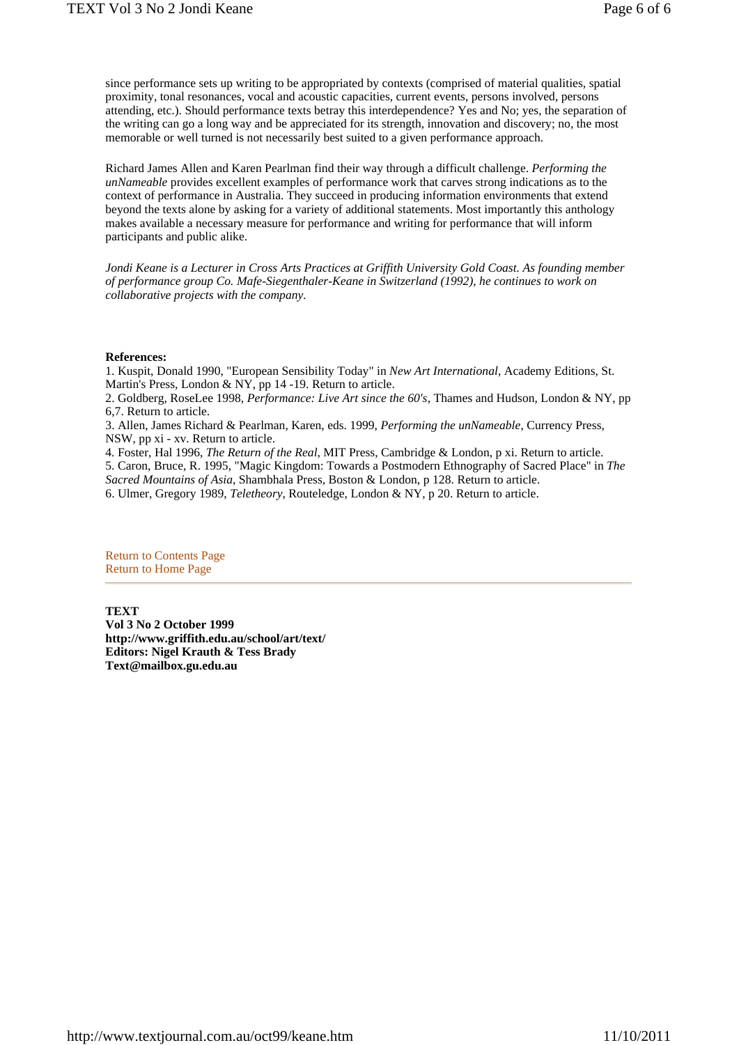since performance sets up writing to be appropriated by contexts (comprised of material qualities, spatial proximity, tonal resonances, vocal and acoustic capacities, current events, persons involved, persons attending, etc.). Should performance texts betray this interdependence? Yes and No; yes, the separation of the writing can go a long way and be appreciated for its strength, innovation and discovery; no, the most memorable or well turned is not necessarily best suited to a given performance approach.

Richard James Allen and Karen Pearlman find their way through a difficult challenge. *Performing the unNameable* provides excellent examples of performance work that carves strong indications as to the context of performance in Australia. They succeed in producing information environments that extend beyond the texts alone by asking for a variety of additional statements. Most importantly this anthology makes available a necessary measure for performance and writing for performance that will inform participants and public alike.

*Jondi Keane is a Lecturer in Cross Arts Practices at Griffith University Gold Coast. As founding member of performance group Co. Mafe-Siegenthaler-Keane in Switzerland (1992), he continues to work on collaborative projects with the company.*

**References:**

1. Kuspit, Donald 1990, "European Sensibility Today" in *New Art International*, Academy Editions, St. Martin's Press, London & NY, pp 14 -19. Return to article.
2. Goldberg, RoseLee 1998, *Performance: Live Art since the 60's*, Thames and Hudson, London & NY, pp 6,7. Return to article.
3. Allen, James Richard & Pearlman, Karen, eds. 1999, *Performing the unNameable*, Currency Press, NSW, pp xi - xv. Return to article.
4. Foster, Hal 1996, *The Return of the Real*, MIT Press, Cambridge & London, p xi. Return to article.
5. Caron, Bruce, R. 1995, "Magic Kingdom: Towards a Postmodern Ethnography of Sacred Place" in *The Sacred Mountains of Asia*, Shambhala Press, Boston & London, p 128. Return to article.
6. Ulmer, Gregory 1989, *Teletheory*, Routeledge, London & NY, p 20. Return to article.

Return to Contents Page
Return to Home Page

---

**TEXT**
**Vol 3 No 2 October 1999**
**http://www.griffith.edu.au/school/art/text/**
**Editors: Nigel Krauth & Tess Brady**
**Text@mailbox.gu.edu.au**